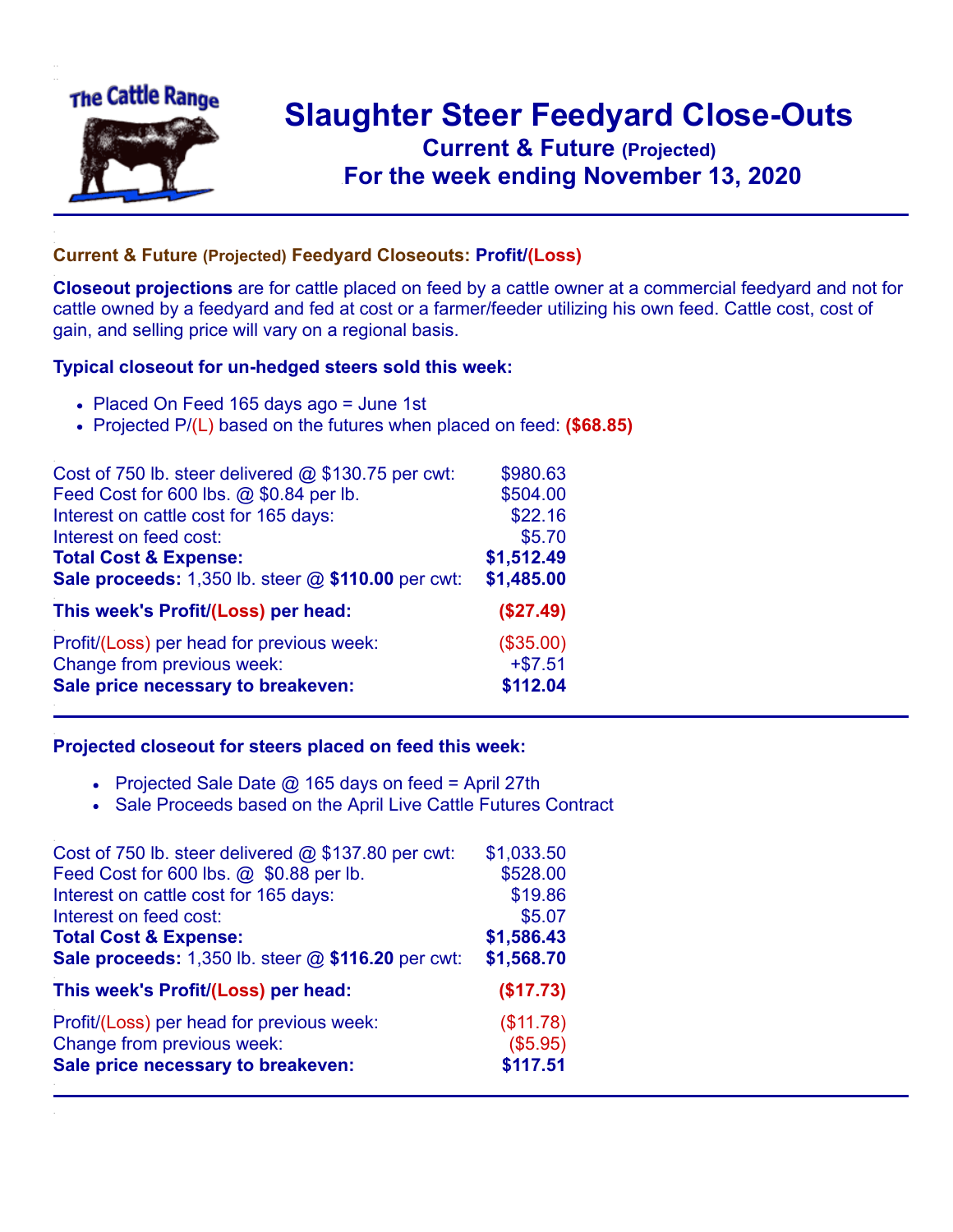# Slaughter Steer Feedyard Close-Outs

## Current & Future (Projected)

## For the week ending November 13, 2020

### Current & Future (Projected) Feedyard Closeouts: Profit/(Loss)

**Closeout projections** are for cattle placed on feed by a cattle owner at a commercial feedyard and not for cattle owned by a feedyard and fed at cost or a farmer/feeder utilizing his own feed. Cattle cost, cost of gain, and selling price will vary on a regional basis.

### Typical closeout for un-hedged steers sold this week:

- Placed On Feed 165 days ago = June 1st
- Projected P/(L) based on the futures when placed on feed: **($68.85)**

| | |
|---|---|
| Cost of 750 lb. steer delivered @ $130.75 per cwt: | $980.63 |
| Feed Cost for 600 lbs. @ $0.84 per lb. | $504.00 |
| Interest on cattle cost for 165 days: | $22.16 |
| Interest on feed cost: | $5.70 |
| **Total Cost & Expense:** | **$1,512.49** |
| **Sale proceeds:** 1,350 lb. steer @ **$110.00** per cwt: | **$1,485.00** |
| **This week's Profit/(Loss) per head:** | **($27.49)** |
| Profit/(Loss) per head for previous week: | ($35.00) |
| Change from previous week: | +$7.51 |
| **Sale price necessary to breakeven:** | **$112.04** |

### Projected closeout for steers placed on feed this week:

- Projected Sale Date @ 165 days on feed = April 27th
- Sale Proceeds based on the April Live Cattle Futures Contract

| | |
|---|---|
| Cost of 750 lb. steer delivered @ $137.80 per cwt: | $1,033.50 |
| Feed Cost for 600 lbs. @ $0.88 per lb. | $528.00 |
| Interest on cattle cost for 165 days: | $19.86 |
| Interest on feed cost: | $5.07 |
| **Total Cost & Expense:** | **$1,586.43** |
| **Sale proceeds:** 1,350 lb. steer @ **$116.20** per cwt: | **$1,568.70** |
| **This week's Profit/(Loss) per head:** | **($17.73)** |
| Profit/(Loss) per head for previous week: | ($11.78) |
| Change from previous week: | ($5.95) |
| **Sale price necessary to breakeven:** | **$117.51** |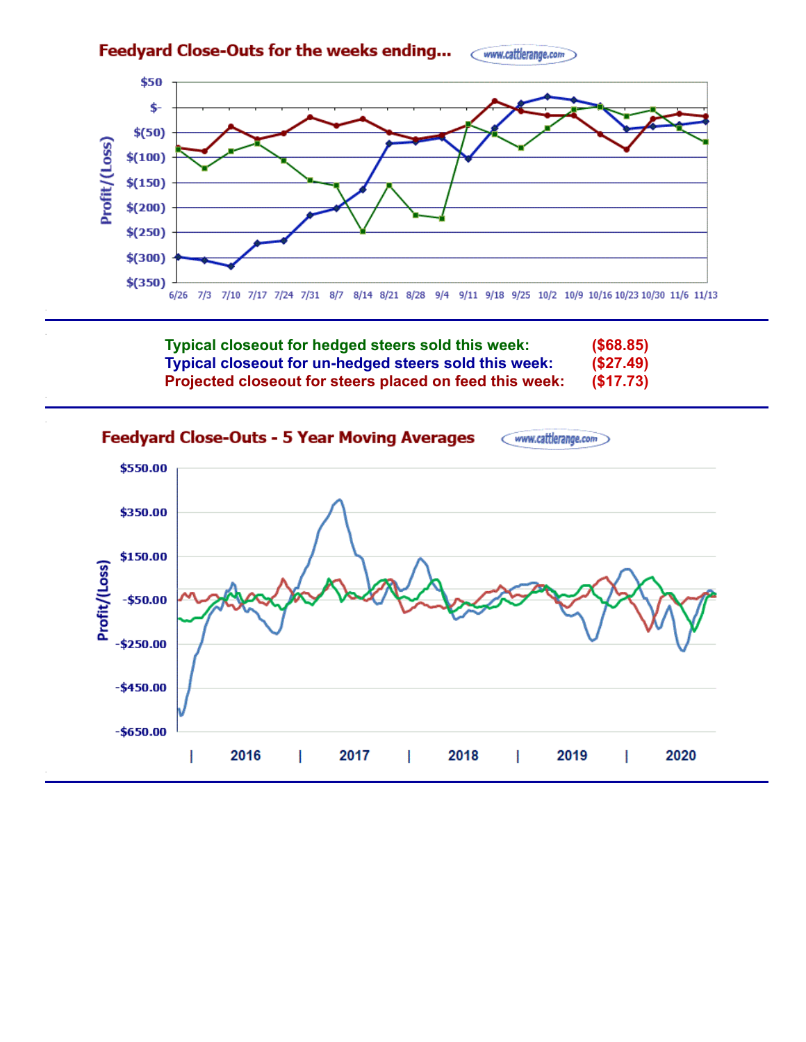## Feedyard Close-Outs for the weeks ending...

www.cattlerange.com

Profit/(Loss)

$50
$-
$(50)
$(100)
$(150)
$(200)
$(250)
$(300)
$(350)

6/26 7/3 7/10 7/17 7/24 7/31 8/7 8/14 8/21 8/28 9/4 9/11 9/18 9/25 10/2 10/9 10/16 10/23 10/30 11/6 11/13

---

**Typical closeout for hedged steers sold this week:** **($68.85)**
**Typical closeout for un-hedged steers sold this week:** **($27.49)**
**Projected closeout for steers placed on feed this week:** **($17.73)**

---

## Feedyard Close-Outs - 5 Year Moving Averages

www.cattlerange.com

Profit/(Loss)

$550.00
$350.00
$150.00
-$50.00
-$250.00
-$450.00
-$650.00

| 2016 | 2017 | 2018 | 2019 | 2020

---